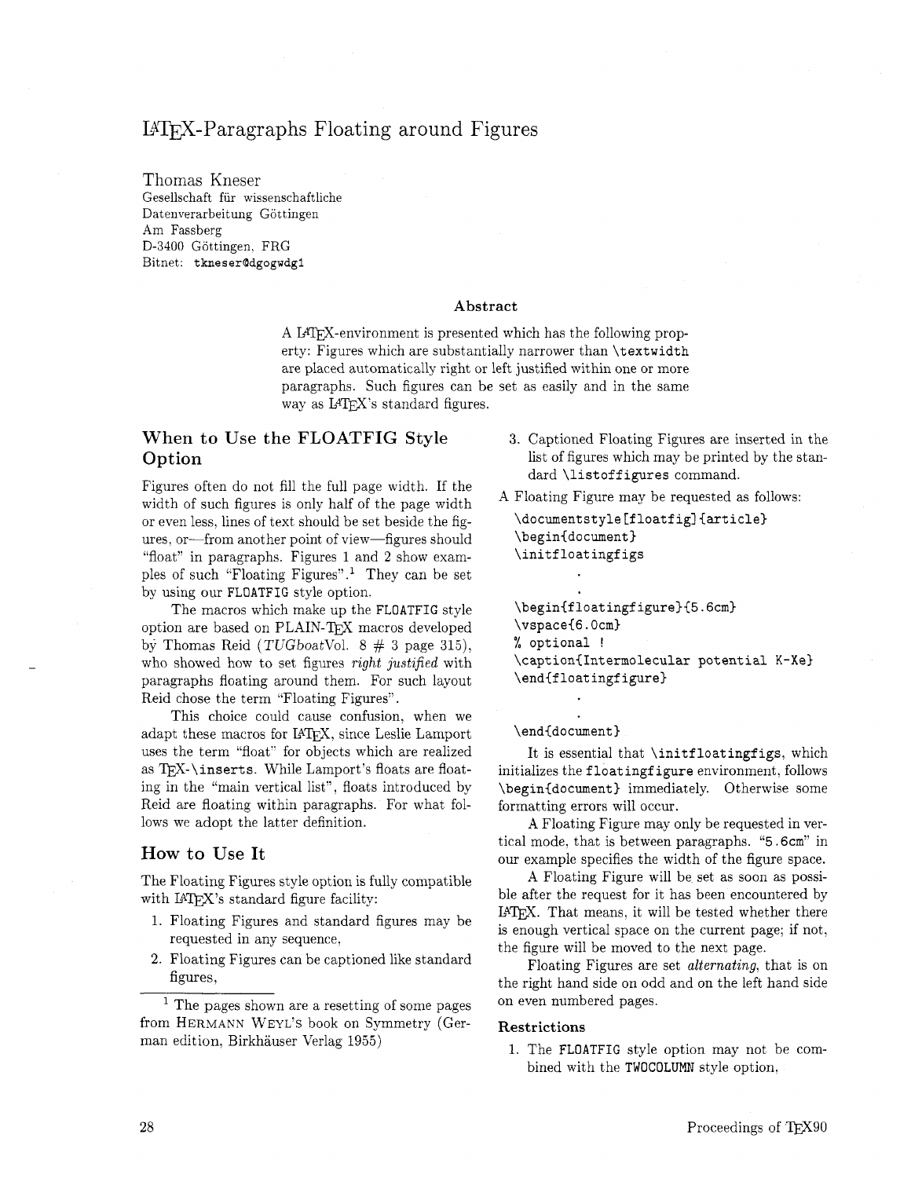# LaTeX-Paragraphs Floating around Figures

Thomas Kneser
Gesellschaft für wissenschaftliche
Datenverarbeitung Göttingen
Am Fassberg
D-3400 Göttingen, FRG
Bitnet: `tkneser@dgogwdg1`

### Abstract

A LaTeX-environment is presented which has the following property: Figures which are substantially narrower than `\textwidth` are placed automatically right or left justified within one or more paragraphs. Such figures can be set as easily and in the same way as LaTeX's standard figures.

## When to Use the FLOATFIG Style Option

Figures often do not fill the full page width. If the width of such figures is only half of the page width or even less, lines of text should be set beside the figures, or—from another point of view—figures should "float" in paragraphs. Figures 1 and 2 show examples of such "Floating Figures".[1] They can be set by using our `FLOATFIG` style option.

The macros which make up the `FLOATFIG` style option are based on PLAIN-TeX macros developed by Thomas Reid (*TUGboat*Vol. 8 # 3 page 315), who showed how to set figures *right justified* with paragraphs floating around them. For such layout Reid chose the term "Floating Figures".

This choice could cause confusion, when we adapt these macros for LaTeX, since Leslie Lamport uses the term "float" for objects which are realized as TeX-`\inserts`. While Lamport's floats are floating in the "main vertical list", floats introduced by Reid are floating within paragraphs. For what follows we adopt the latter definition.

## How to Use It

The Floating Figures style option is fully compatible with LaTeX's standard figure facility:

1. Floating Figures and standard figures may be requested in any sequence,
2. Floating Figures can be captioned like standard figures,
3. Captioned Floating Figures are inserted in the list of figures which may be printed by the standard `\listoffigures` command.

A Floating Figure may be requested as follows:

```
\documentstyle[floatfig]{article}
\begin{document}
\initfloatingfigs
        .
        .
\begin{floatingfigure}{5.6cm}
\vspace{6.0cm}
% optional !
\caption{Intermolecular potential K-Xe}
\end{floatingfigure}
        .
        .
\end{document}
```

It is essential that `\initfloatingfigs`, which initializes the `floatingfigure` environment, follows `\begin{document}` immediately. Otherwise some formatting errors will occur.

A Floating Figure may only be requested in vertical mode, that is between paragraphs. "`5.6cm`" in our example specifies the width of the figure space.

A Floating Figure will be set as soon as possible after the request for it has been encountered by LaTeX. That means, it will be tested whether there is enough vertical space on the current page; if not, the figure will be moved to the next page.

Floating Figures are set *alternating*, that is on the right hand side on odd and on the left hand side on even numbered pages.

### Restrictions

1. The `FLOATFIG` style option may not be combined with the `TWOCOLUMN` style option,

[1] The pages shown are a resetting of some pages from HERMANN WEYL'S book on Symmetry (German edition, Birkhäuser Verlag 1955)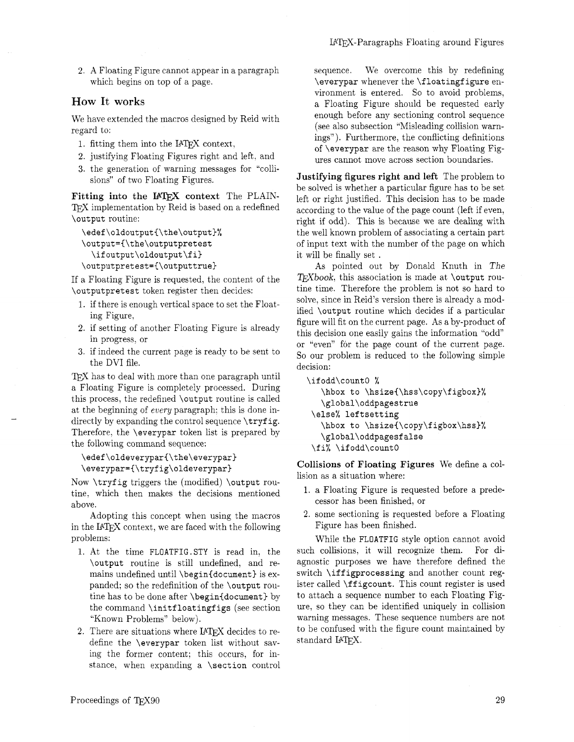2. A Floating Figure cannot appear in a paragraph which begins on top of a page.

## How It works

We have extended the macros designed by Reid with regard to:

1. fitting them into the LaTeX context,
2. justifying Floating Figures right and left, and
3. the generation of warning messages for "collisions" of two Floating Figures.

**Fitting into the LaTeX context** The PLAIN-TeX implementation by Reid is based on a redefined `\output` routine:

```
\edef\oldoutput{\the\output}%
\output={\the\outputpretest
  \ifoutput\oldoutput\fi}
\outputpretest={\outputtrue}
```

If a Floating Figure is requested, the content of the `\outputpretest` token register then decides:

1. if there is enough vertical space to set the Floating Figure,
2. if setting of another Floating Figure is already in progress, or
3. if indeed the current page is ready to be sent to the DVI file.

TeX has to deal with more than one paragraph until a Floating Figure is completely processed. During this process, the redefined `\output` routine is called at the beginning of *every* paragraph; this is done indirectly by expanding the control sequence `\tryfig`. Therefore, the `\everypar` token list is prepared by the following command sequence:

```
\edef\oldeverypar{\the\everypar}
\everypar={\tryfig\oldeverypar}
```

Now `\tryfig` triggers the (modified) `\output` routine, which then makes the decisions mentioned above.

Adopting this concept when using the macros in the LaTeX context, we are faced with the following problems:

1. At the time `FLOATFIG.STY` is read in, the `\output` routine is still undefined, and remains undefined until `\begin{document}` is expanded; so the redefinition of the `\output` routine has to be done after `\begin{document}` by the command `\initfloatingfigs` (see section "Known Problems" below).
2. There are situations where LaTeX decides to redefine the `\everypar` token list without saving the former content; this occurs, for instance, when expanding a `\section` control sequence. We overcome this by redefining `\everypar` whenever the `\floatingfigure` environment is entered. So to avoid problems, a Floating Figure should be requested early enough before any sectioning control sequence (see also subsection "Misleading collision warnings"). Furthermore, the conflicting definitions of `\everypar` are the reason why Floating Figures cannot move across section boundaries.

**Justifying figures right and left** The problem to be solved is whether a particular figure has to be set left or right justified. This decision has to be made according to the value of the page count (left if even, right if odd). This is because we are dealing with the well known problem of associating a certain part of input text with the number of the page on which it will be finally set .

As pointed out by Donald Knuth in *The TeXbook*, this association is made at `\output` routine time. Therefore the problem is not so hard to solve, since in Reid's version there is already a modified `\output` routine which decides if a particular figure will fit on the current page. As a by-product of this decision one easily gains the information "odd" or "even" for the page count of the current page. So our problem is reduced to the following simple decision:

```
\ifodd\count0 %
   \hbox to \hsize{\hss\copy\figbox}%
   \global\oddpagestrue
 \else% leftsetting
   \hbox to \hsize{\copy\figbox\hss}%
   \global\oddpagesfalse
 \fi% \ifodd\count0
```

**Collisions of Floating Figures** We define a collision as a situation where:

1. a Floating Figure is requested before a predecessor has been finished, or
2. some sectioning is requested before a Floating Figure has been finished.

While the `FLOATFIG` style option cannot avoid such collisions, it will recognize them. For diagnostic purposes we have therefore defined the switch `\iffigprocessing` and another count register called `\ffigcount`. This count register is used to attach a sequence number to each Floating Figure, so they can be identified uniquely in collision warning messages. These sequence numbers are not to be confused with the figure count maintained by standard LaTeX.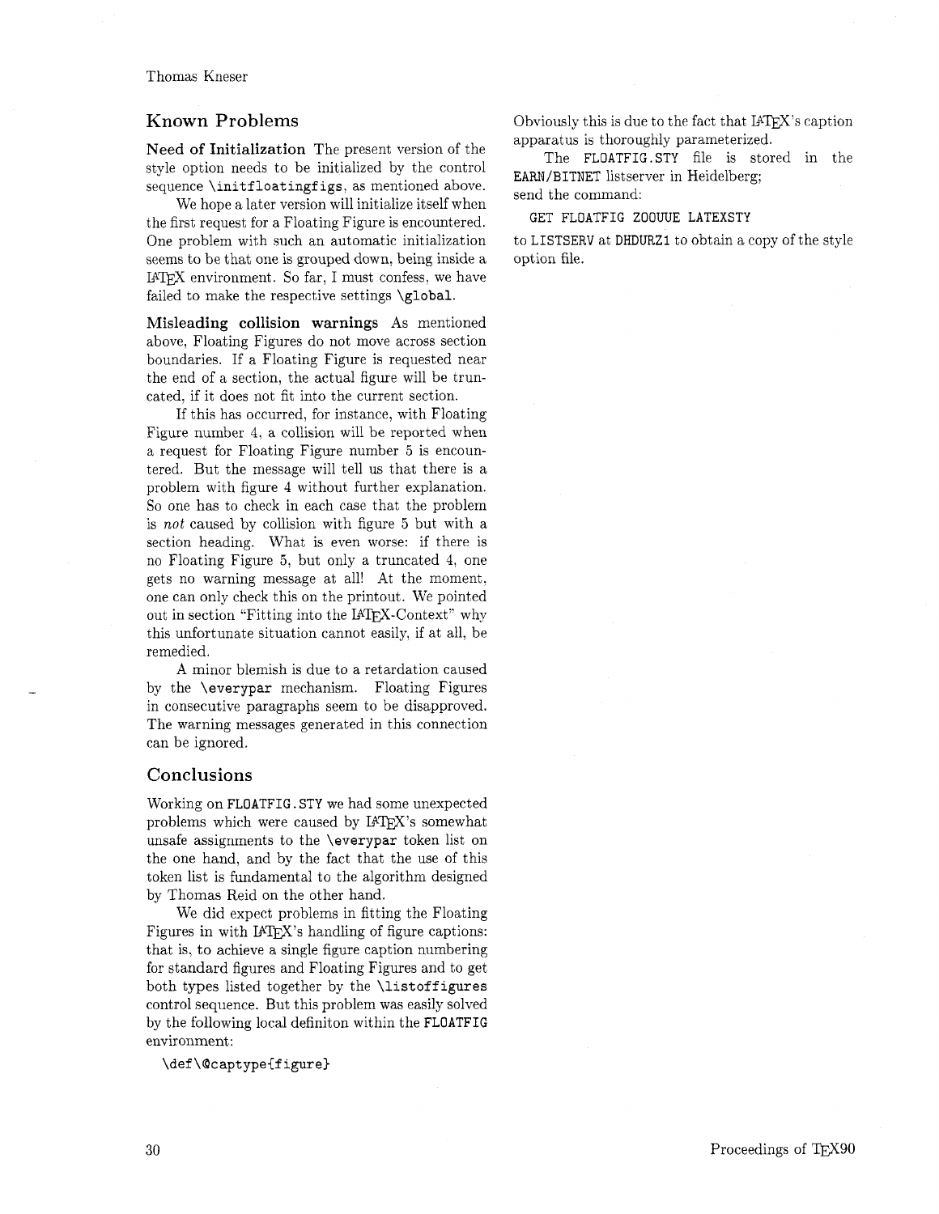## Known Problems

**Need of Initialization** The present version of the style option needs to be initialized by the control sequence `\initfloatingfigs`, as mentioned above.

We hope a later version will initialize itself when the first request for a Floating Figure is encountered. One problem with such an automatic initialization seems to be that one is grouped down, being inside a LaTeX environment. So far, I must confess, we have failed to make the respective settings `\global`.

**Misleading collision warnings** As mentioned above, Floating Figures do not move across section boundaries. If a Floating Figure is requested near the end of a section, the actual figure will be truncated, if it does not fit into the current section.

If this has occurred, for instance, with Floating Figure number 4, a collision will be reported when a request for Floating Figure number 5 is encountered. But the message will tell us that there is a problem with figure 4 without further explanation. So one has to check in each case that the problem is *not* caused by collision with figure 5 but with a section heading. What is even worse: if there is no Floating Figure 5, but only a truncated 4, one gets no warning message at all! At the moment, one can only check this on the printout. We pointed out in section "Fitting into the LaTeX-Context" why this unfortunate situation cannot easily, if at all, be remedied.

A minor blemish is due to a retardation caused by the `\everypar` mechanism. Floating Figures in consecutive paragraphs seem to be disapproved. The warning messages generated in this connection can be ignored.

## Conclusions

Working on `FLOATFIG.STY` we had some unexpected problems which were caused by LaTeX's somewhat unsafe assignments to the `\everypar` token list on the one hand, and by the fact that the use of this token list is fundamental to the algorithm designed by Thomas Reid on the other hand.

We did expect problems in fitting the Floating Figures in with LaTeX's handling of figure captions: that is, to achieve a single figure caption numbering for standard figures and Floating Figures and to get both types listed together by the `\listoffigures` control sequence. But this problem was easily solved by the following local definiton within the `FLOATFIG` environment:

```
\def\@captype{figure}
```

Obviously this is due to the fact that LaTeX's caption apparatus is thoroughly parameterized.

The `FLOATFIG.STY` file is stored in the `EARN/BITNET` listserver in Heidelberg; send the command:

```
GET FLOATFIG ZOOUUE LATEXSTY
```

to `LISTSERV` at `DHDURZ1` to obtain a copy of the style option file.